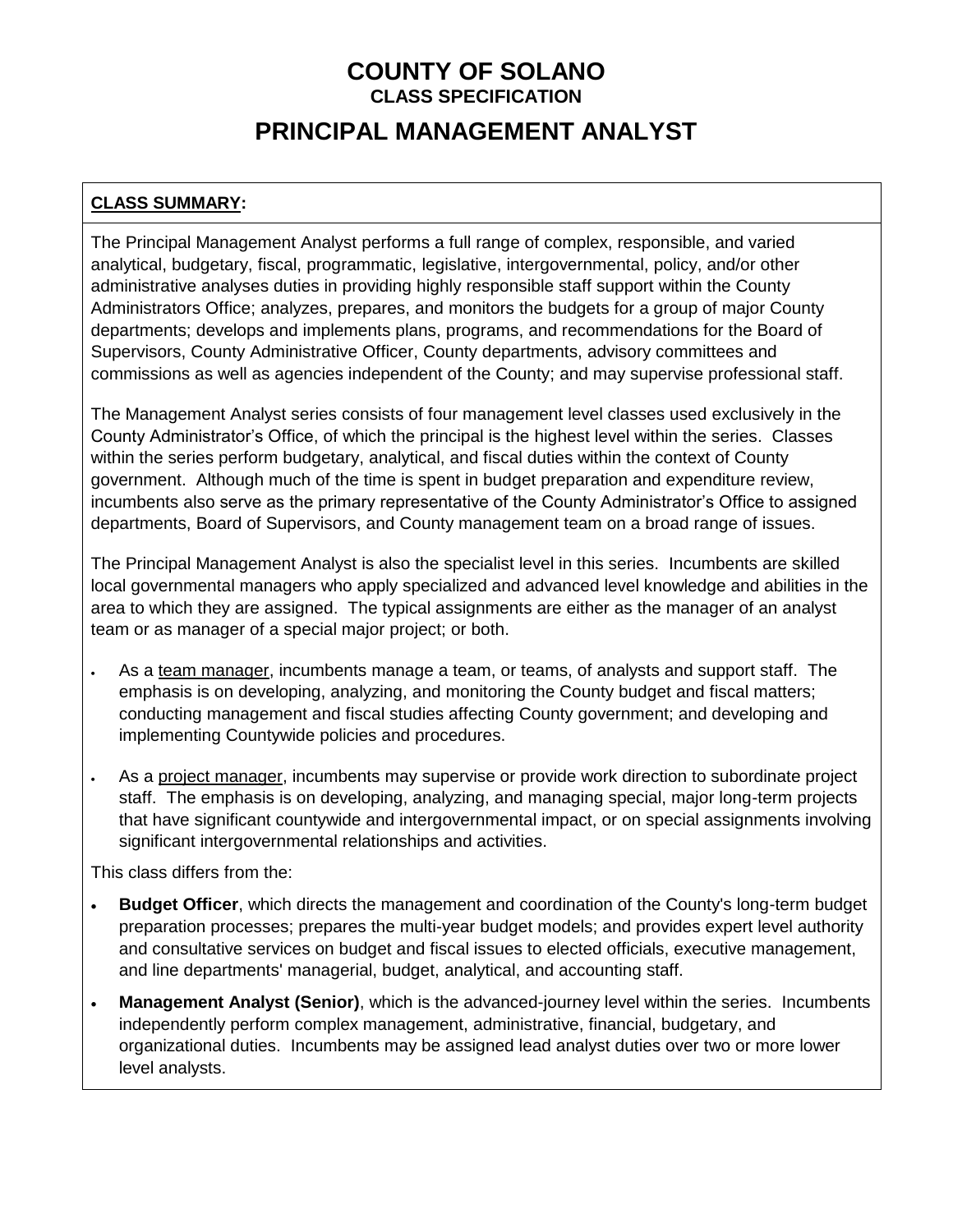# COUNTY OF SOLANO

**CLASS SPECIFICATION**

# PRINCIPAL MANAGEMENT ANALYST

## CLASS SUMMARY:

The Principal Management Analyst performs a full range of complex, responsible, and varied analytical, budgetary, fiscal, programmatic, legislative, intergovernmental, policy, and/or other administrative analyses duties in providing highly responsible staff support within the County Administrators Office; analyzes, prepares, and monitors the budgets for a group of major County departments; develops and implements plans, programs, and recommendations for the Board of Supervisors, County Administrative Officer, County departments, advisory committees and commissions as well as agencies independent of the County; and may supervise professional staff.

The Management Analyst series consists of four management level classes used exclusively in the County Administrator's Office, of which the principal is the highest level within the series. Classes within the series perform budgetary, analytical, and fiscal duties within the context of County government. Although much of the time is spent in budget preparation and expenditure review, incumbents also serve as the primary representative of the County Administrator's Office to assigned departments, Board of Supervisors, and County management team on a broad range of issues.

The Principal Management Analyst is also the specialist level in this series. Incumbents are skilled local governmental managers who apply specialized and advanced level knowledge and abilities in the area to which they are assigned. The typical assignments are either as the manager of an analyst team or as manager of a special major project; or both.

- As a team manager, incumbents manage a team, or teams, of analysts and support staff. The emphasis is on developing, analyzing, and monitoring the County budget and fiscal matters; conducting management and fiscal studies affecting County government; and developing and implementing Countywide policies and procedures.
- As a project manager, incumbents may supervise or provide work direction to subordinate project staff. The emphasis is on developing, analyzing, and managing special, major long-term projects that have significant countywide and intergovernmental impact, or on special assignments involving significant intergovernmental relationships and activities.

This class differs from the:

- **Budget Officer**, which directs the management and coordination of the County's long-term budget preparation processes; prepares the multi-year budget models; and provides expert level authority and consultative services on budget and fiscal issues to elected officials, executive management, and line departments' managerial, budget, analytical, and accounting staff.
- **Management Analyst (Senior)**, which is the advanced-journey level within the series. Incumbents independently perform complex management, administrative, financial, budgetary, and organizational duties. Incumbents may be assigned lead analyst duties over two or more lower level analysts.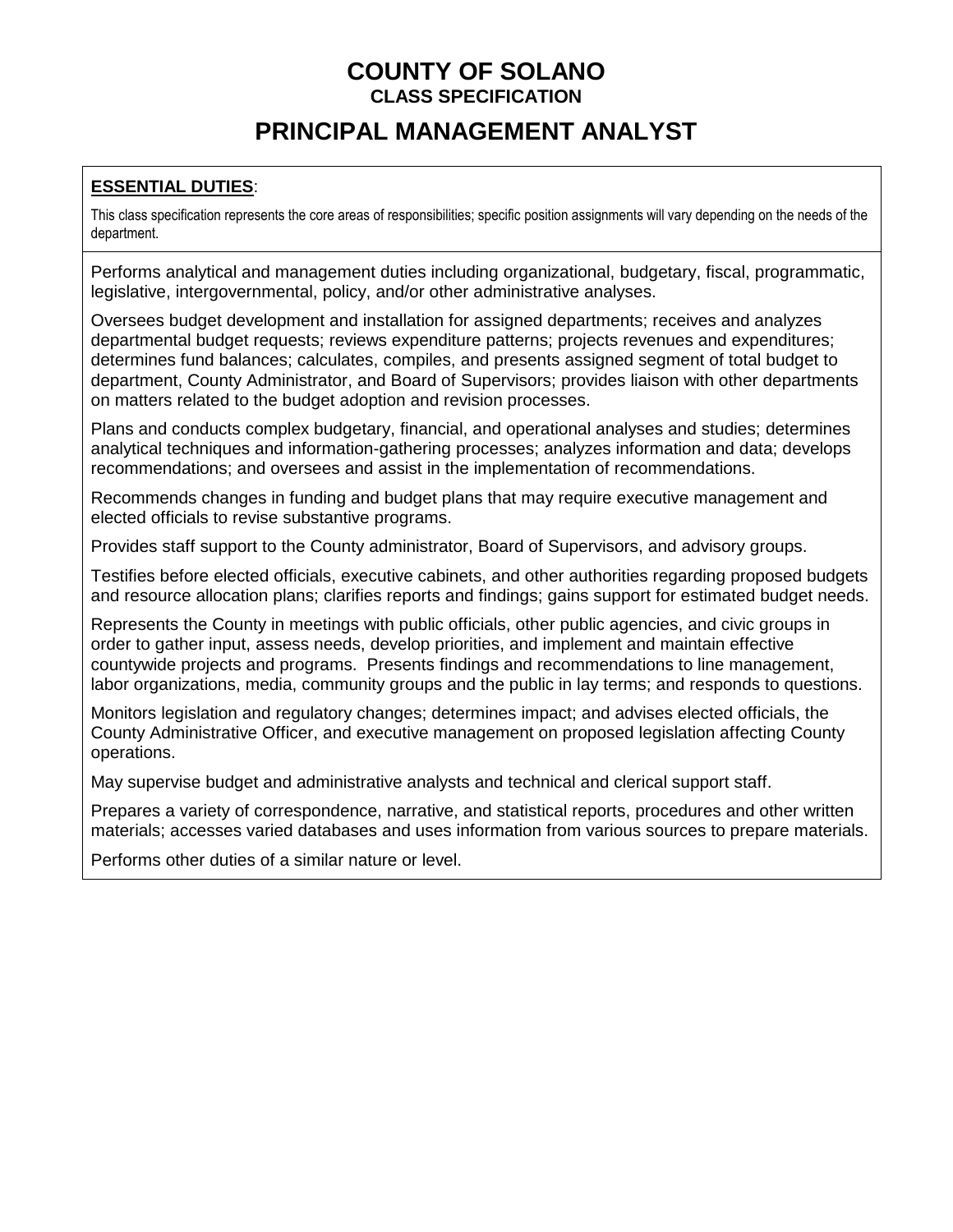# COUNTY OF SOLANO

**CLASS SPECIFICATION**

# PRINCIPAL MANAGEMENT ANALYST

**ESSENTIAL DUTIES**:

This class specification represents the core areas of responsibilities; specific position assignments will vary depending on the needs of the department.

Performs analytical and management duties including organizational, budgetary, fiscal, programmatic, legislative, intergovernmental, policy, and/or other administrative analyses.

Oversees budget development and installation for assigned departments; receives and analyzes departmental budget requests; reviews expenditure patterns; projects revenues and expenditures; determines fund balances; calculates, compiles, and presents assigned segment of total budget to department, County Administrator, and Board of Supervisors; provides liaison with other departments on matters related to the budget adoption and revision processes.

Plans and conducts complex budgetary, financial, and operational analyses and studies; determines analytical techniques and information-gathering processes; analyzes information and data; develops recommendations; and oversees and assist in the implementation of recommendations.

Recommends changes in funding and budget plans that may require executive management and elected officials to revise substantive programs.

Provides staff support to the County administrator, Board of Supervisors, and advisory groups.

Testifies before elected officials, executive cabinets, and other authorities regarding proposed budgets and resource allocation plans; clarifies reports and findings; gains support for estimated budget needs.

Represents the County in meetings with public officials, other public agencies, and civic groups in order to gather input, assess needs, develop priorities, and implement and maintain effective countywide projects and programs. Presents findings and recommendations to line management, labor organizations, media, community groups and the public in lay terms; and responds to questions.

Monitors legislation and regulatory changes; determines impact; and advises elected officials, the County Administrative Officer, and executive management on proposed legislation affecting County operations.

May supervise budget and administrative analysts and technical and clerical support staff.

Prepares a variety of correspondence, narrative, and statistical reports, procedures and other written materials; accesses varied databases and uses information from various sources to prepare materials.

Performs other duties of a similar nature or level.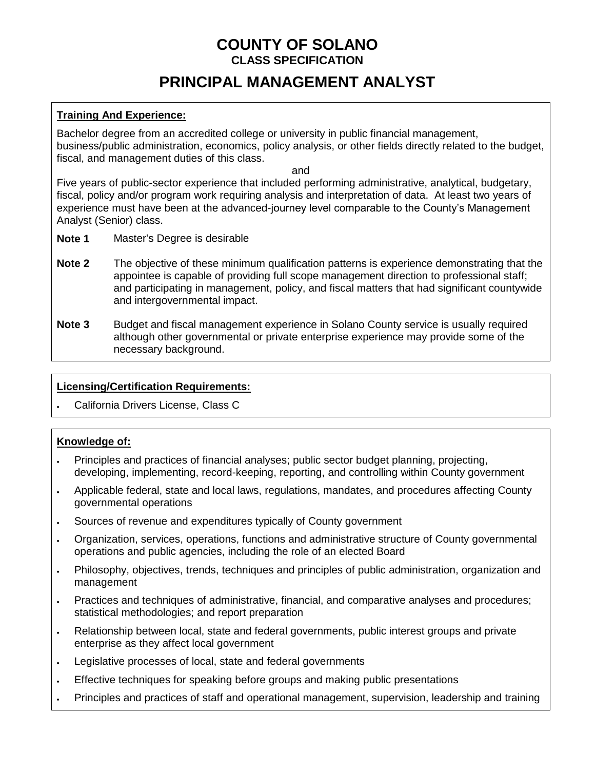# COUNTY OF SOLANO

**CLASS SPECIFICATION**

## PRINCIPAL MANAGEMENT ANALYST

**Training And Experience:**

Bachelor degree from an accredited college or university in public financial management, business/public administration, economics, policy analysis, or other fields directly related to the budget, fiscal, and management duties of this class.

and

Five years of public-sector experience that included performing administrative, analytical, budgetary, fiscal, policy and/or program work requiring analysis and interpretation of data. At least two years of experience must have been at the advanced-journey level comparable to the County's Management Analyst (Senior) class.

**Note 1** Master's Degree is desirable

**Note 2** The objective of these minimum qualification patterns is experience demonstrating that the appointee is capable of providing full scope management direction to professional staff; and participating in management, policy, and fiscal matters that had significant countywide and intergovernmental impact.

**Note 3** Budget and fiscal management experience in Solano County service is usually required although other governmental or private enterprise experience may provide some of the necessary background.

**Licensing/Certification Requirements:**

- California Drivers License, Class C

**Knowledge of:**

- Principles and practices of financial analyses; public sector budget planning, projecting, developing, implementing, record-keeping, reporting, and controlling within County government
- Applicable federal, state and local laws, regulations, mandates, and procedures affecting County governmental operations
- Sources of revenue and expenditures typically of County government
- Organization, services, operations, functions and administrative structure of County governmental operations and public agencies, including the role of an elected Board
- Philosophy, objectives, trends, techniques and principles of public administration, organization and management
- Practices and techniques of administrative, financial, and comparative analyses and procedures; statistical methodologies; and report preparation
- Relationship between local, state and federal governments, public interest groups and private enterprise as they affect local government
- Legislative processes of local, state and federal governments
- Effective techniques for speaking before groups and making public presentations
- Principles and practices of staff and operational management, supervision, leadership and training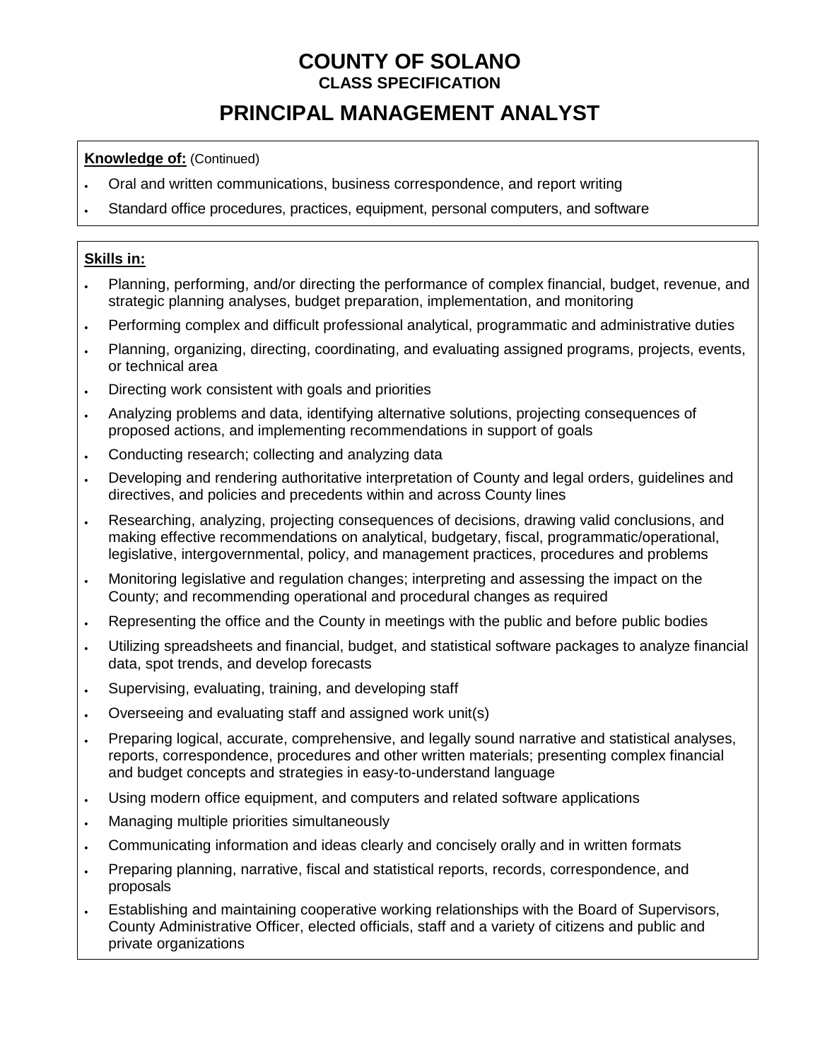# COUNTY OF SOLANO

**CLASS SPECIFICATION**

## PRINCIPAL MANAGEMENT ANALYST

**Knowledge of:** (Continued)

- Oral and written communications, business correspondence, and report writing
- Standard office procedures, practices, equipment, personal computers, and software

**Skills in:**

- Planning, performing, and/or directing the performance of complex financial, budget, revenue, and strategic planning analyses, budget preparation, implementation, and monitoring
- Performing complex and difficult professional analytical, programmatic and administrative duties
- Planning, organizing, directing, coordinating, and evaluating assigned programs, projects, events, or technical area
- Directing work consistent with goals and priorities
- Analyzing problems and data, identifying alternative solutions, projecting consequences of proposed actions, and implementing recommendations in support of goals
- Conducting research; collecting and analyzing data
- Developing and rendering authoritative interpretation of County and legal orders, guidelines and directives, and policies and precedents within and across County lines
- Researching, analyzing, projecting consequences of decisions, drawing valid conclusions, and making effective recommendations on analytical, budgetary, fiscal, programmatic/operational, legislative, intergovernmental, policy, and management practices, procedures and problems
- Monitoring legislative and regulation changes; interpreting and assessing the impact on the County; and recommending operational and procedural changes as required
- Representing the office and the County in meetings with the public and before public bodies
- Utilizing spreadsheets and financial, budget, and statistical software packages to analyze financial data, spot trends, and develop forecasts
- Supervising, evaluating, training, and developing staff
- Overseeing and evaluating staff and assigned work unit(s)
- Preparing logical, accurate, comprehensive, and legally sound narrative and statistical analyses, reports, correspondence, procedures and other written materials; presenting complex financial and budget concepts and strategies in easy-to-understand language
- Using modern office equipment, and computers and related software applications
- Managing multiple priorities simultaneously
- Communicating information and ideas clearly and concisely orally and in written formats
- Preparing planning, narrative, fiscal and statistical reports, records, correspondence, and proposals
- Establishing and maintaining cooperative working relationships with the Board of Supervisors, County Administrative Officer, elected officials, staff and a variety of citizens and public and private organizations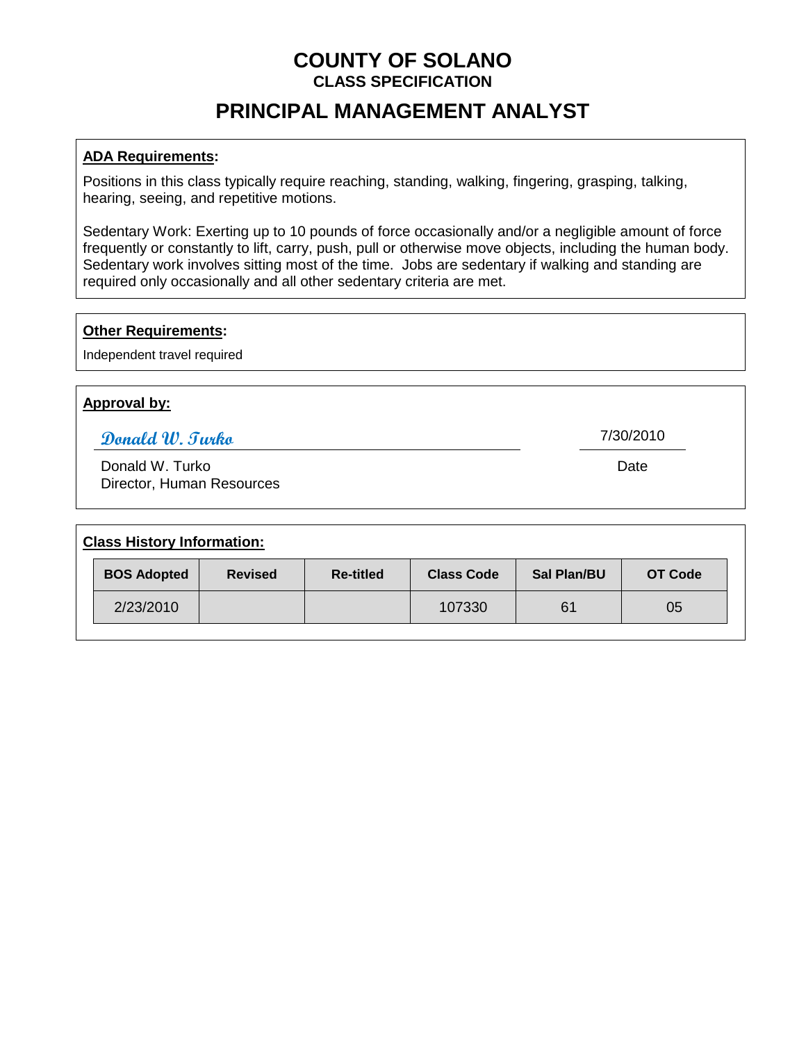# COUNTY OF SOLANO

**CLASS SPECIFICATION**

# PRINCIPAL MANAGEMENT ANALYST

**ADA Requirements:**

Positions in this class typically require reaching, standing, walking, fingering, grasping, talking, hearing, seeing, and repetitive motions.

Sedentary Work: Exerting up to 10 pounds of force occasionally and/or a negligible amount of force frequently or constantly to lift, carry, push, pull or otherwise move objects, including the human body. Sedentary work involves sitting most of the time. Jobs are sedentary if walking and standing are required only occasionally and all other sedentary criteria are met.

**Other Requirements:**

Independent travel required

**Approval by:**

*Donald W. Turko* — 7/30/2010

Donald W. Turko
Director, Human Resources — Date

**Class History Information:**

| BOS Adopted | Revised | Re-titled | Class Code | Sal Plan/BU | OT Code |
|---|---|---|---|---|---|
| 2/23/2010 | | | 107330 | 61 | 05 |